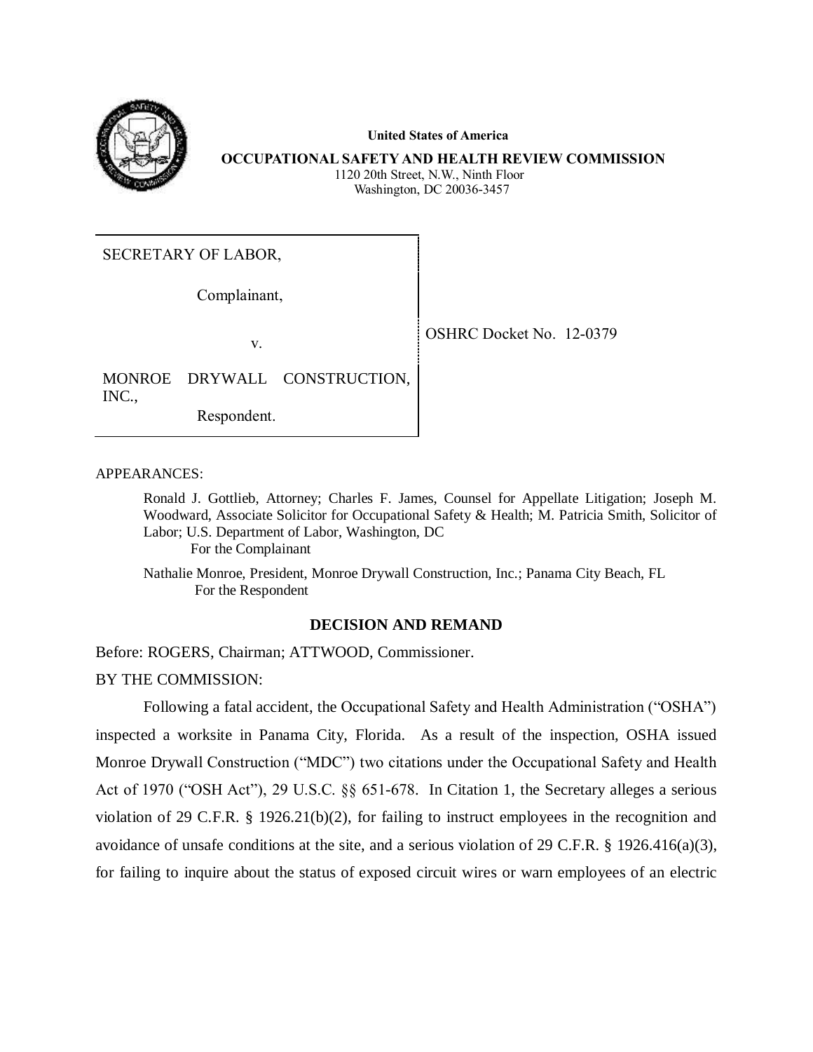**United States of America**

**OCCUPATIONAL SAFETY AND HEALTH REVIEW COMMISSION**

1120 20th Street, N.W., Ninth Floor
Washington, DC 20036-3457

| | |
|---|---|
| SECRETARY OF LABOR,<br><br>Complainant,<br><br>v.<br><br>MONROE DRYWALL CONSTRUCTION, INC.,<br><br>Respondent. | OSHRC Docket No. 12-0379 |

APPEARANCES:

Ronald J. Gottlieb, Attorney; Charles F. James, Counsel for Appellate Litigation; Joseph M. Woodward, Associate Solicitor for Occupational Safety & Health; M. Patricia Smith, Solicitor of Labor; U.S. Department of Labor, Washington, DC
For the Complainant

Nathalie Monroe, President, Monroe Drywall Construction, Inc.; Panama City Beach, FL
For the Respondent

## DECISION AND REMAND

Before: ROGERS, Chairman; ATTWOOD, Commissioner.

BY THE COMMISSION:

Following a fatal accident, the Occupational Safety and Health Administration ("OSHA") inspected a worksite in Panama City, Florida. As a result of the inspection, OSHA issued Monroe Drywall Construction ("MDC") two citations under the Occupational Safety and Health Act of 1970 ("OSH Act"), 29 U.S.C. §§ 651-678. In Citation 1, the Secretary alleges a serious violation of 29 C.F.R. § 1926.21(b)(2), for failing to instruct employees in the recognition and avoidance of unsafe conditions at the site, and a serious violation of 29 C.F.R. § 1926.416(a)(3), for failing to inquire about the status of exposed circuit wires or warn employees of an electric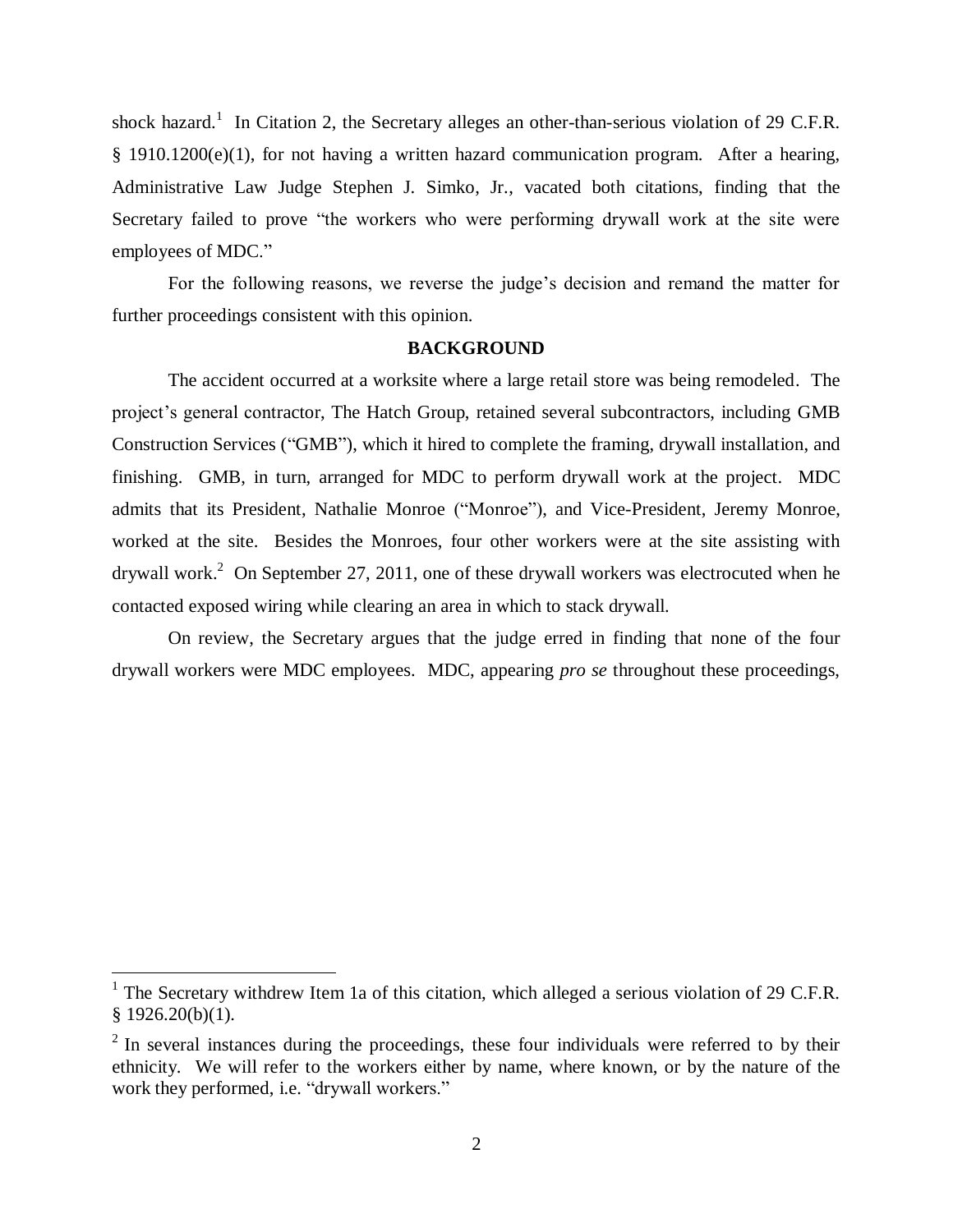shock hazard.[1] In Citation 2, the Secretary alleges an other-than-serious violation of 29 C.F.R. § 1910.1200(e)(1), for not having a written hazard communication program. After a hearing, Administrative Law Judge Stephen J. Simko, Jr., vacated both citations, finding that the Secretary failed to prove "the workers who were performing drywall work at the site were employees of MDC."

For the following reasons, we reverse the judge's decision and remand the matter for further proceedings consistent with this opinion.

## BACKGROUND

The accident occurred at a worksite where a large retail store was being remodeled. The project's general contractor, The Hatch Group, retained several subcontractors, including GMB Construction Services ("GMB"), which it hired to complete the framing, drywall installation, and finishing. GMB, in turn, arranged for MDC to perform drywall work at the project. MDC admits that its President, Nathalie Monroe ("Monroe"), and Vice-President, Jeremy Monroe, worked at the site. Besides the Monroes, four other workers were at the site assisting with drywall work.[2] On September 27, 2011, one of these drywall workers was electrocuted when he contacted exposed wiring while clearing an area in which to stack drywall.

On review, the Secretary argues that the judge erred in finding that none of the four drywall workers were MDC employees. MDC, appearing *pro se* throughout these proceedings,

---

[1] The Secretary withdrew Item 1a of this citation, which alleged a serious violation of 29 C.F.R. § 1926.20(b)(1).

[2] In several instances during the proceedings, these four individuals were referred to by their ethnicity. We will refer to the workers either by name, where known, or by the nature of the work they performed, i.e. "drywall workers."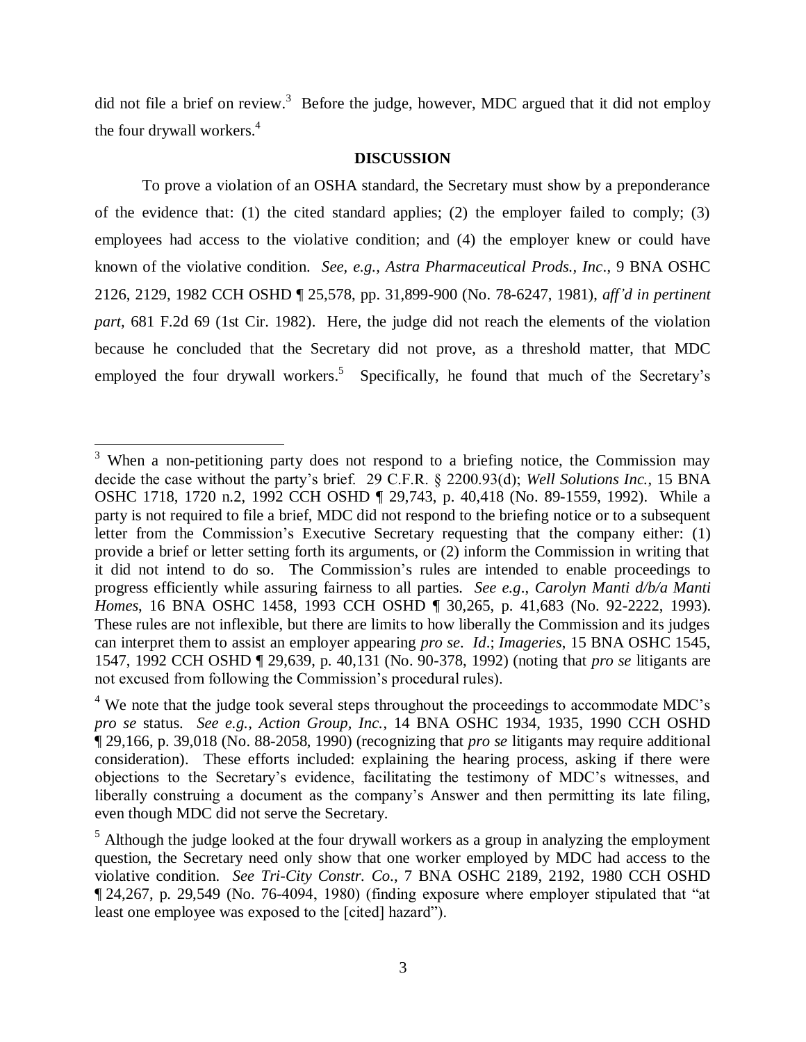did not file a brief on review.[3] Before the judge, however, MDC argued that it did not employ the four drywall workers.[4]

## DISCUSSION

To prove a violation of an OSHA standard, the Secretary must show by a preponderance of the evidence that: (1) the cited standard applies; (2) the employer failed to comply; (3) employees had access to the violative condition; and (4) the employer knew or could have known of the violative condition. *See, e.g., Astra Pharmaceutical Prods., Inc*., 9 BNA OSHC 2126, 2129, 1982 CCH OSHD ¶ 25,578, pp. 31,899-900 (No. 78-6247, 1981), *aff'd in pertinent part,* 681 F.2d 69 (1st Cir. 1982). Here, the judge did not reach the elements of the violation because he concluded that the Secretary did not prove, as a threshold matter, that MDC employed the four drywall workers.[5] Specifically, he found that much of the Secretary's

---

[3] When a non-petitioning party does not respond to a briefing notice, the Commission may decide the case without the party's brief. 29 C.F.R. § 2200.93(d); *Well Solutions Inc.,* 15 BNA OSHC 1718, 1720 n.2, 1992 CCH OSHD ¶ 29,743, p. 40,418 (No. 89-1559, 1992). While a party is not required to file a brief, MDC did not respond to the briefing notice or to a subsequent letter from the Commission's Executive Secretary requesting that the company either: (1) provide a brief or letter setting forth its arguments, or (2) inform the Commission in writing that it did not intend to do so. The Commission's rules are intended to enable proceedings to progress efficiently while assuring fairness to all parties. *See e.g*., *Carolyn Manti d/b/a Manti Homes*, 16 BNA OSHC 1458, 1993 CCH OSHD ¶ 30,265, p. 41,683 (No. 92-2222, 1993). These rules are not inflexible, but there are limits to how liberally the Commission and its judges can interpret them to assist an employer appearing *pro se*. *Id*.; *Imageries*, 15 BNA OSHC 1545, 1547, 1992 CCH OSHD ¶ 29,639, p. 40,131 (No. 90-378, 1992) (noting that *pro se* litigants are not excused from following the Commission's procedural rules).

[4] We note that the judge took several steps throughout the proceedings to accommodate MDC's *pro se* status. *See e.g., Action Group, Inc.*, 14 BNA OSHC 1934, 1935, 1990 CCH OSHD ¶ 29,166, p. 39,018 (No. 88-2058, 1990) (recognizing that *pro se* litigants may require additional consideration). These efforts included: explaining the hearing process, asking if there were objections to the Secretary's evidence, facilitating the testimony of MDC's witnesses, and liberally construing a document as the company's Answer and then permitting its late filing, even though MDC did not serve the Secretary.

[5] Although the judge looked at the four drywall workers as a group in analyzing the employment question, the Secretary need only show that one worker employed by MDC had access to the violative condition. *See Tri-City Constr. Co*., 7 BNA OSHC 2189, 2192, 1980 CCH OSHD ¶ 24,267, p. 29,549 (No. 76-4094, 1980) (finding exposure where employer stipulated that "at least one employee was exposed to the [cited] hazard").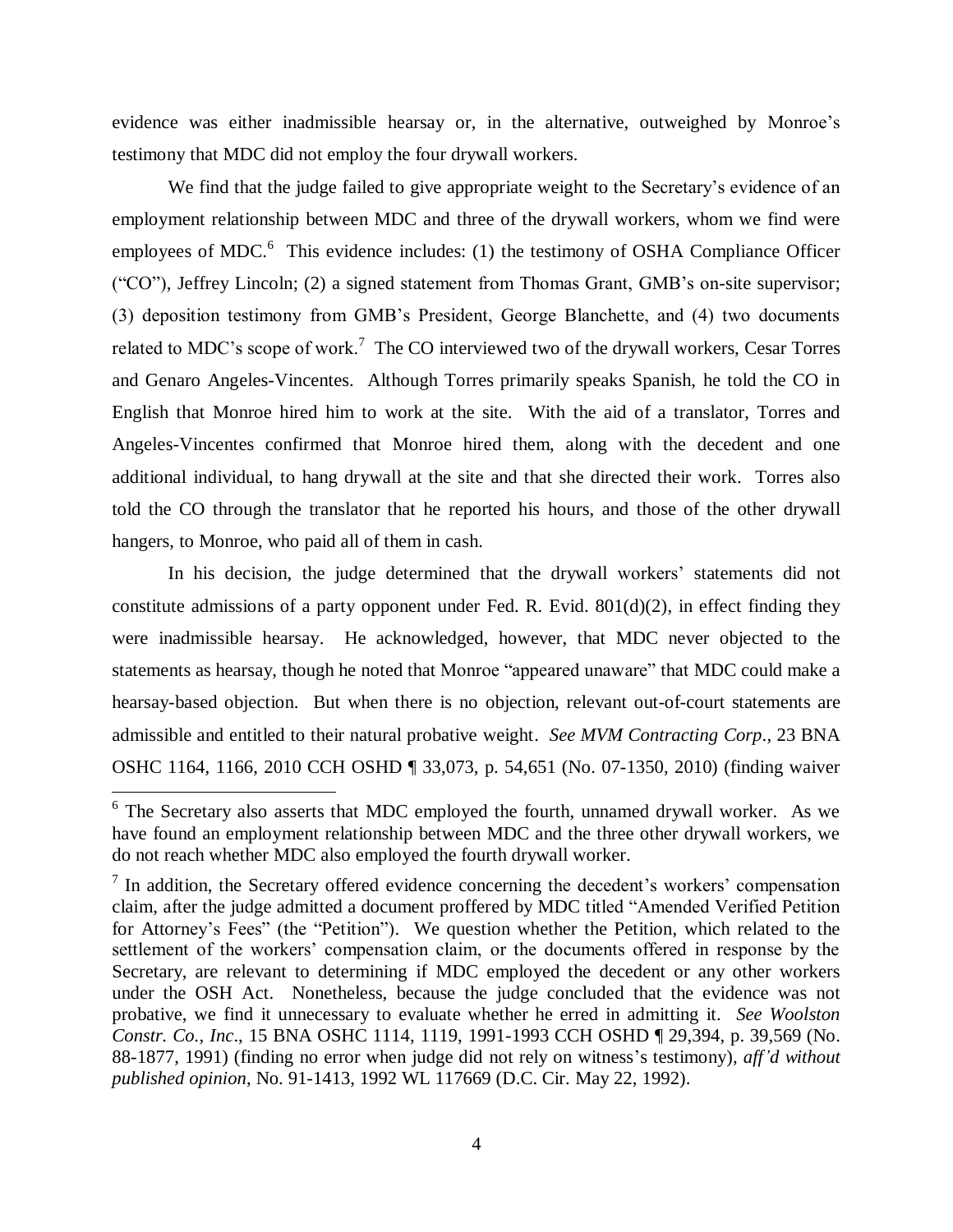evidence was either inadmissible hearsay or, in the alternative, outweighed by Monroe's testimony that MDC did not employ the four drywall workers.

We find that the judge failed to give appropriate weight to the Secretary's evidence of an employment relationship between MDC and three of the drywall workers, whom we find were employees of MDC.[6] This evidence includes: (1) the testimony of OSHA Compliance Officer ("CO"), Jeffrey Lincoln; (2) a signed statement from Thomas Grant, GMB's on-site supervisor; (3) deposition testimony from GMB's President, George Blanchette, and (4) two documents related to MDC's scope of work.[7] The CO interviewed two of the drywall workers, Cesar Torres and Genaro Angeles-Vincentes. Although Torres primarily speaks Spanish, he told the CO in English that Monroe hired him to work at the site. With the aid of a translator, Torres and Angeles-Vincentes confirmed that Monroe hired them, along with the decedent and one additional individual, to hang drywall at the site and that she directed their work. Torres also told the CO through the translator that he reported his hours, and those of the other drywall hangers, to Monroe, who paid all of them in cash.

In his decision, the judge determined that the drywall workers' statements did not constitute admissions of a party opponent under Fed. R. Evid. 801(d)(2), in effect finding they were inadmissible hearsay. He acknowledged, however, that MDC never objected to the statements as hearsay, though he noted that Monroe "appeared unaware" that MDC could make a hearsay-based objection. But when there is no objection, relevant out-of-court statements are admissible and entitled to their natural probative weight. *See MVM Contracting Corp*., 23 BNA OSHC 1164, 1166, 2010 CCH OSHD ¶ 33,073, p. 54,651 (No. 07-1350, 2010) (finding waiver

---

[6] The Secretary also asserts that MDC employed the fourth, unnamed drywall worker. As we have found an employment relationship between MDC and the three other drywall workers, we do not reach whether MDC also employed the fourth drywall worker.

[7] In addition, the Secretary offered evidence concerning the decedent's workers' compensation claim, after the judge admitted a document proffered by MDC titled "Amended Verified Petition for Attorney's Fees" (the "Petition"). We question whether the Petition, which related to the settlement of the workers' compensation claim, or the documents offered in response by the Secretary, are relevant to determining if MDC employed the decedent or any other workers under the OSH Act. Nonetheless, because the judge concluded that the evidence was not probative, we find it unnecessary to evaluate whether he erred in admitting it. *See Woolston Constr. Co., Inc*., 15 BNA OSHC 1114, 1119, 1991-1993 CCH OSHD ¶ 29,394, p. 39,569 (No. 88-1877, 1991) (finding no error when judge did not rely on witness's testimony), *aff'd without published opinion*, No. 91-1413, 1992 WL 117669 (D.C. Cir. May 22, 1992).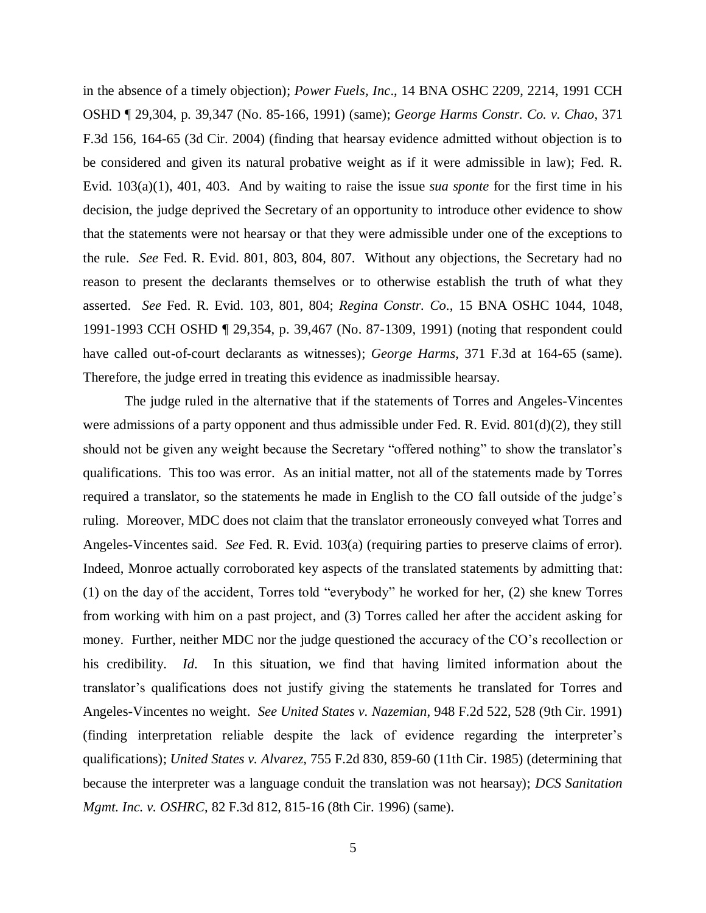in the absence of a timely objection); *Power Fuels, Inc*., 14 BNA OSHC 2209, 2214, 1991 CCH OSHD ¶ 29,304, p. 39,347 (No. 85-166, 1991) (same); *George Harms Constr. Co. v. Chao*, 371 F.3d 156, 164-65 (3d Cir. 2004) (finding that hearsay evidence admitted without objection is to be considered and given its natural probative weight as if it were admissible in law); Fed. R. Evid. 103(a)(1), 401, 403. And by waiting to raise the issue *sua sponte* for the first time in his decision, the judge deprived the Secretary of an opportunity to introduce other evidence to show that the statements were not hearsay or that they were admissible under one of the exceptions to the rule. *See* Fed. R. Evid. 801, 803, 804, 807. Without any objections, the Secretary had no reason to present the declarants themselves or to otherwise establish the truth of what they asserted. *See* Fed. R. Evid. 103, 801, 804; *Regina Constr. Co*., 15 BNA OSHC 1044, 1048, 1991-1993 CCH OSHD ¶ 29,354, p. 39,467 (No. 87-1309, 1991) (noting that respondent could have called out-of-court declarants as witnesses); *George Harms*, 371 F.3d at 164-65 (same). Therefore, the judge erred in treating this evidence as inadmissible hearsay.

The judge ruled in the alternative that if the statements of Torres and Angeles-Vincentes were admissions of a party opponent and thus admissible under Fed. R. Evid. 801(d)(2), they still should not be given any weight because the Secretary "offered nothing" to show the translator's qualifications. This too was error. As an initial matter, not all of the statements made by Torres required a translator, so the statements he made in English to the CO fall outside of the judge's ruling. Moreover, MDC does not claim that the translator erroneously conveyed what Torres and Angeles-Vincentes said. *See* Fed. R. Evid. 103(a) (requiring parties to preserve claims of error). Indeed, Monroe actually corroborated key aspects of the translated statements by admitting that: (1) on the day of the accident, Torres told "everybody" he worked for her, (2) she knew Torres from working with him on a past project, and (3) Torres called her after the accident asking for money. Further, neither MDC nor the judge questioned the accuracy of the CO's recollection or his credibility. *Id*. In this situation, we find that having limited information about the translator's qualifications does not justify giving the statements he translated for Torres and Angeles-Vincentes no weight. *See United States v. Nazemian*, 948 F.2d 522, 528 (9th Cir. 1991) (finding interpretation reliable despite the lack of evidence regarding the interpreter's qualifications); *United States v. Alvarez*, 755 F.2d 830, 859-60 (11th Cir. 1985) (determining that because the interpreter was a language conduit the translation was not hearsay); *DCS Sanitation Mgmt. Inc. v. OSHRC*, 82 F.3d 812, 815-16 (8th Cir. 1996) (same).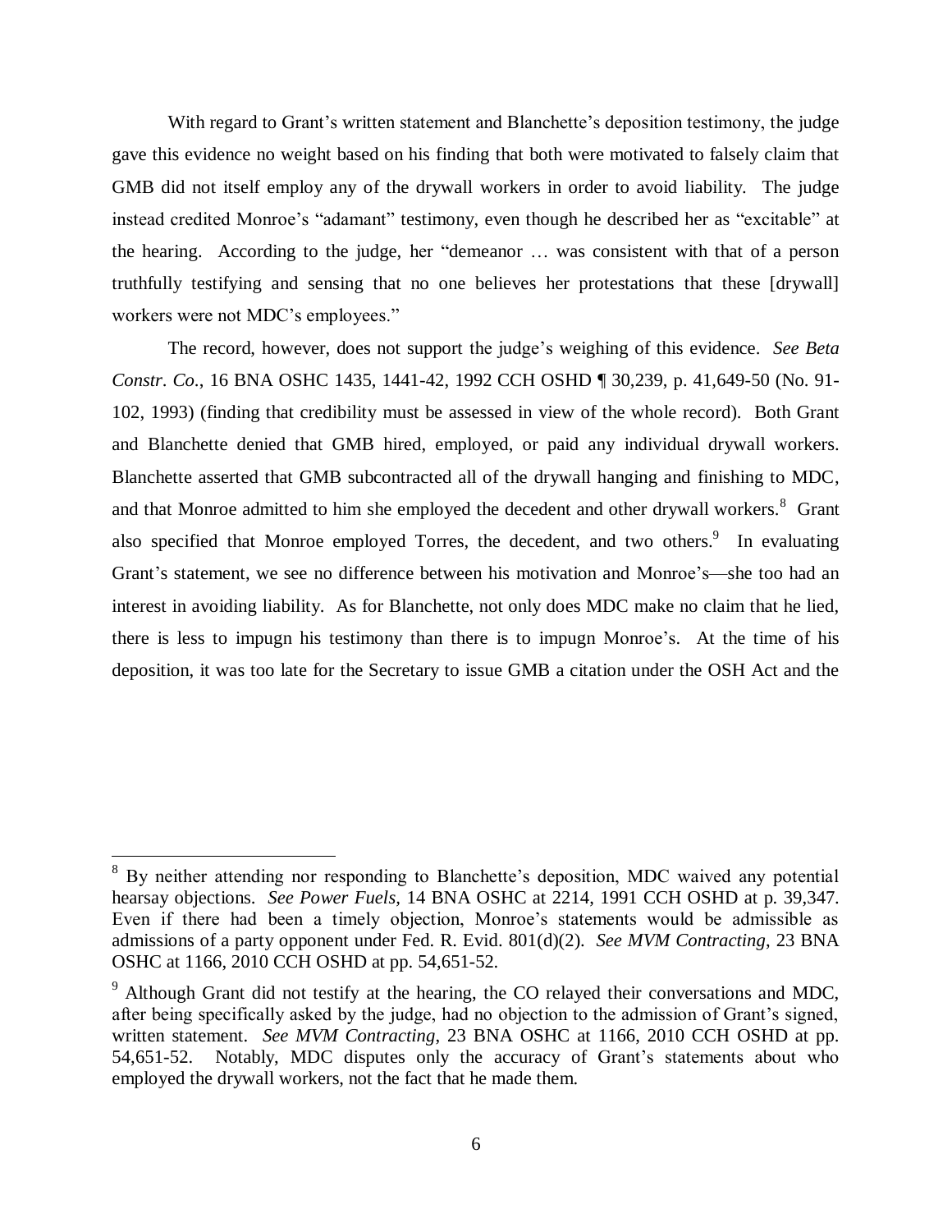With regard to Grant's written statement and Blanchette's deposition testimony, the judge gave this evidence no weight based on his finding that both were motivated to falsely claim that GMB did not itself employ any of the drywall workers in order to avoid liability. The judge instead credited Monroe's "adamant" testimony, even though he described her as "excitable" at the hearing. According to the judge, her "demeanor … was consistent with that of a person truthfully testifying and sensing that no one believes her protestations that these [drywall] workers were not MDC's employees."

The record, however, does not support the judge's weighing of this evidence. *See Beta Constr. Co.*, 16 BNA OSHC 1435, 1441-42, 1992 CCH OSHD ¶ 30,239, p. 41,649-50 (No. 91-102, 1993) (finding that credibility must be assessed in view of the whole record). Both Grant and Blanchette denied that GMB hired, employed, or paid any individual drywall workers. Blanchette asserted that GMB subcontracted all of the drywall hanging and finishing to MDC, and that Monroe admitted to him she employed the decedent and other drywall workers.[8] Grant also specified that Monroe employed Torres, the decedent, and two others.[9] In evaluating Grant's statement, we see no difference between his motivation and Monroe's—she too had an interest in avoiding liability. As for Blanchette, not only does MDC make no claim that he lied, there is less to impugn his testimony than there is to impugn Monroe's. At the time of his deposition, it was too late for the Secretary to issue GMB a citation under the OSH Act and the

---

[8] By neither attending nor responding to Blanchette's deposition, MDC waived any potential hearsay objections. *See Power Fuels,* 14 BNA OSHC at 2214, 1991 CCH OSHD at p. 39,347. Even if there had been a timely objection, Monroe's statements would be admissible as admissions of a party opponent under Fed. R. Evid. 801(d)(2). *See MVM Contracting*, 23 BNA OSHC at 1166, 2010 CCH OSHD at pp. 54,651-52.

[9] Although Grant did not testify at the hearing, the CO relayed their conversations and MDC, after being specifically asked by the judge, had no objection to the admission of Grant's signed, written statement. *See MVM Contracting*, 23 BNA OSHC at 1166, 2010 CCH OSHD at pp. 54,651-52. Notably, MDC disputes only the accuracy of Grant's statements about who employed the drywall workers, not the fact that he made them.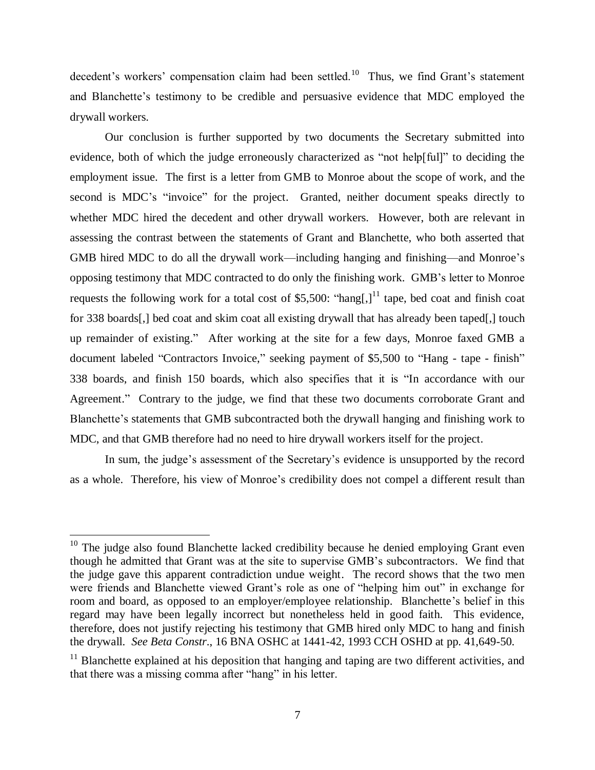decedent's workers' compensation claim had been settled.[10] Thus, we find Grant's statement and Blanchette's testimony to be credible and persuasive evidence that MDC employed the drywall workers.

Our conclusion is further supported by two documents the Secretary submitted into evidence, both of which the judge erroneously characterized as "not help[ful]" to deciding the employment issue. The first is a letter from GMB to Monroe about the scope of work, and the second is MDC's "invoice" for the project. Granted, neither document speaks directly to whether MDC hired the decedent and other drywall workers. However, both are relevant in assessing the contrast between the statements of Grant and Blanchette, who both asserted that GMB hired MDC to do all the drywall work—including hanging and finishing—and Monroe's opposing testimony that MDC contracted to do only the finishing work. GMB's letter to Monroe requests the following work for a total cost of \$5,500: "hang[,][11] tape, bed coat and finish coat for 338 boards[,] bed coat and skim coat all existing drywall that has already been taped[,] touch up remainder of existing." After working at the site for a few days, Monroe faxed GMB a document labeled "Contractors Invoice," seeking payment of \$5,500 to "Hang - tape - finish" 338 boards, and finish 150 boards, which also specifies that it is "In accordance with our Agreement." Contrary to the judge, we find that these two documents corroborate Grant and Blanchette's statements that GMB subcontracted both the drywall hanging and finishing work to MDC, and that GMB therefore had no need to hire drywall workers itself for the project.

In sum, the judge's assessment of the Secretary's evidence is unsupported by the record as a whole. Therefore, his view of Monroe's credibility does not compel a different result than

---

[10] The judge also found Blanchette lacked credibility because he denied employing Grant even though he admitted that Grant was at the site to supervise GMB's subcontractors. We find that the judge gave this apparent contradiction undue weight. The record shows that the two men were friends and Blanchette viewed Grant's role as one of "helping him out" in exchange for room and board, as opposed to an employer/employee relationship. Blanchette's belief in this regard may have been legally incorrect but nonetheless held in good faith. This evidence, therefore, does not justify rejecting his testimony that GMB hired only MDC to hang and finish the drywall. *See Beta Constr*., 16 BNA OSHC at 1441-42, 1993 CCH OSHD at pp. 41,649-50.

[11] Blanchette explained at his deposition that hanging and taping are two different activities, and that there was a missing comma after "hang" in his letter.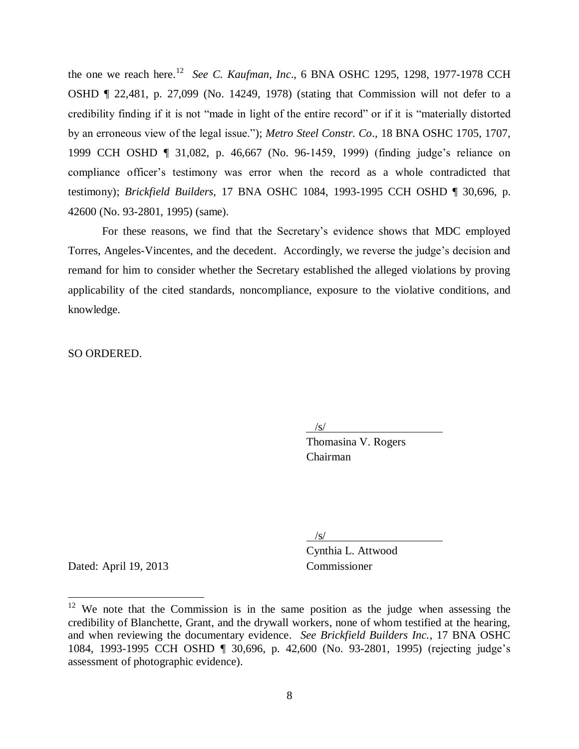the one we reach here.[12] *See C. Kaufman, Inc*., 6 BNA OSHC 1295, 1298, 1977-1978 CCH OSHD ¶ 22,481, p. 27,099 (No. 14249, 1978) (stating that Commission will not defer to a credibility finding if it is not "made in light of the entire record" or if it is "materially distorted by an erroneous view of the legal issue."); *Metro Steel Constr. Co*., 18 BNA OSHC 1705, 1707, 1999 CCH OSHD ¶ 31,082, p. 46,667 (No. 96-1459, 1999) (finding judge's reliance on compliance officer's testimony was error when the record as a whole contradicted that testimony); *Brickfield Builders*, 17 BNA OSHC 1084, 1993-1995 CCH OSHD ¶ 30,696, p. 42600 (No. 93-2801, 1995) (same).

For these reasons, we find that the Secretary's evidence shows that MDC employed Torres, Angeles-Vincentes, and the decedent. Accordingly, we reverse the judge's decision and remand for him to consider whether the Secretary established the alleged violations by proving applicability of the cited standards, noncompliance, exposure to the violative conditions, and knowledge.

SO ORDERED.

/s/
Thomasina V. Rogers
Chairman

/s/
Cynthia L. Attwood
Commissioner

Dated: April 19, 2013

[12] We note that the Commission is in the same position as the judge when assessing the credibility of Blanchette, Grant, and the drywall workers, none of whom testified at the hearing, and when reviewing the documentary evidence. *See Brickfield Builders Inc.*, 17 BNA OSHC 1084, 1993-1995 CCH OSHD ¶ 30,696, p. 42,600 (No. 93-2801, 1995) (rejecting judge's assessment of photographic evidence).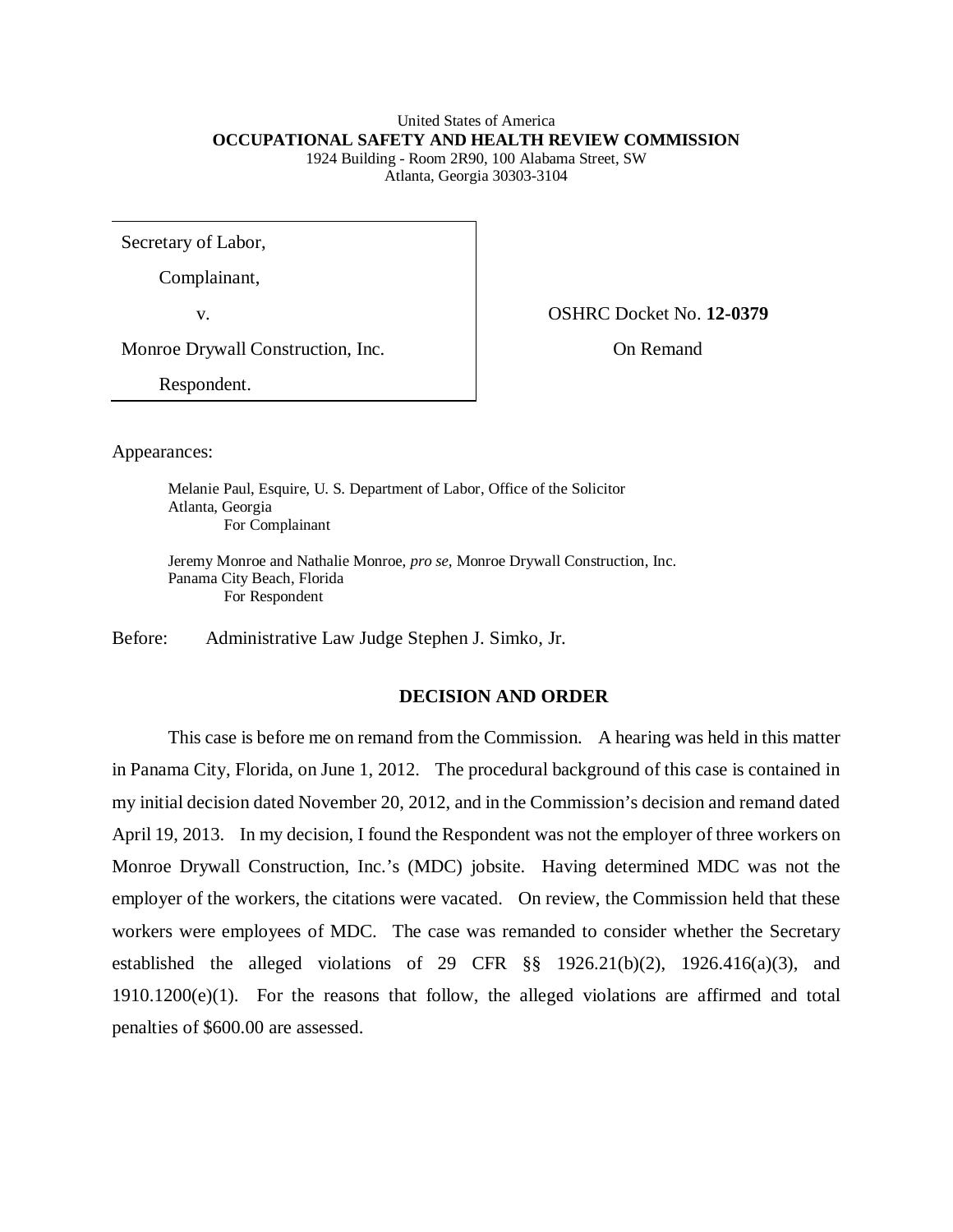United States of America
**OCCUPATIONAL SAFETY AND HEALTH REVIEW COMMISSION**
1924 Building - Room 2R90, 100 Alabama Street, SW
Atlanta, Georgia 30303-3104

| | |
|---|---|
| Secretary of Labor,<br>Complainant,<br>v.<br>Monroe Drywall Construction, Inc.<br>Respondent. | OSHRC Docket No. **12-0379**<br>On Remand |

Appearances:

Melanie Paul, Esquire, U. S. Department of Labor, Office of the Solicitor
Atlanta, Georgia
For Complainant

Jeremy Monroe and Nathalie Monroe, *pro se*, Monroe Drywall Construction, Inc.
Panama City Beach, Florida
For Respondent

Before: Administrative Law Judge Stephen J. Simko, Jr.

## DECISION AND ORDER

This case is before me on remand from the Commission. A hearing was held in this matter in Panama City, Florida, on June 1, 2012. The procedural background of this case is contained in my initial decision dated November 20, 2012, and in the Commission's decision and remand dated April 19, 2013. In my decision, I found the Respondent was not the employer of three workers on Monroe Drywall Construction, Inc.'s (MDC) jobsite. Having determined MDC was not the employer of the workers, the citations were vacated. On review, the Commission held that these workers were employees of MDC. The case was remanded to consider whether the Secretary established the alleged violations of 29 CFR §§ 1926.21(b)(2), 1926.416(a)(3), and 1910.1200(e)(1). For the reasons that follow, the alleged violations are affirmed and total penalties of $600.00 are assessed.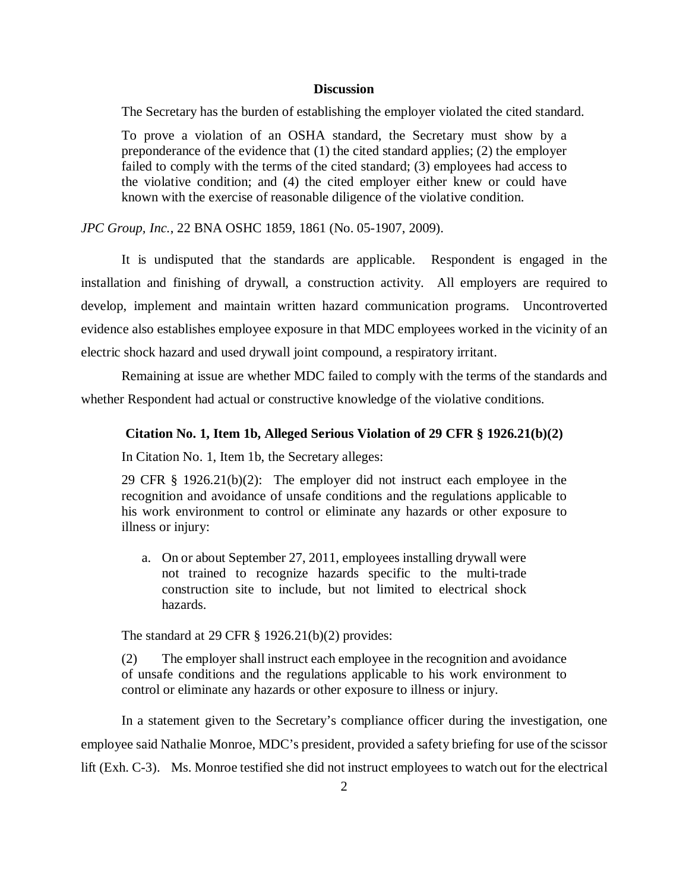**Discussion**

The Secretary has the burden of establishing the employer violated the cited standard.

> To prove a violation of an OSHA standard, the Secretary must show by a preponderance of the evidence that (1) the cited standard applies; (2) the employer failed to comply with the terms of the cited standard; (3) employees had access to the violative condition; and (4) the cited employer either knew or could have known with the exercise of reasonable diligence of the violative condition.

*JPC Group, Inc.*, 22 BNA OSHC 1859, 1861 (No. 05-1907, 2009).

It is undisputed that the standards are applicable. Respondent is engaged in the installation and finishing of drywall, a construction activity. All employers are required to develop, implement and maintain written hazard communication programs. Uncontroverted evidence also establishes employee exposure in that MDC employees worked in the vicinity of an electric shock hazard and used drywall joint compound, a respiratory irritant.

Remaining at issue are whether MDC failed to comply with the terms of the standards and whether Respondent had actual or constructive knowledge of the violative conditions.

**Citation No. 1, Item 1b, Alleged Serious Violation of 29 CFR § 1926.21(b)(2)**

In Citation No. 1, Item 1b, the Secretary alleges:

> 29 CFR § 1926.21(b)(2): The employer did not instruct each employee in the recognition and avoidance of unsafe conditions and the regulations applicable to his work environment to control or eliminate any hazards or other exposure to illness or injury:
>
> a. On or about September 27, 2011, employees installing drywall were not trained to recognize hazards specific to the multi-trade construction site to include, but not limited to electrical shock hazards.

The standard at 29 CFR § 1926.21(b)(2) provides:

> (2) The employer shall instruct each employee in the recognition and avoidance of unsafe conditions and the regulations applicable to his work environment to control or eliminate any hazards or other exposure to illness or injury.

In a statement given to the Secretary's compliance officer during the investigation, one employee said Nathalie Monroe, MDC's president, provided a safety briefing for use of the scissor lift (Exh. C-3). Ms. Monroe testified she did not instruct employees to watch out for the electrical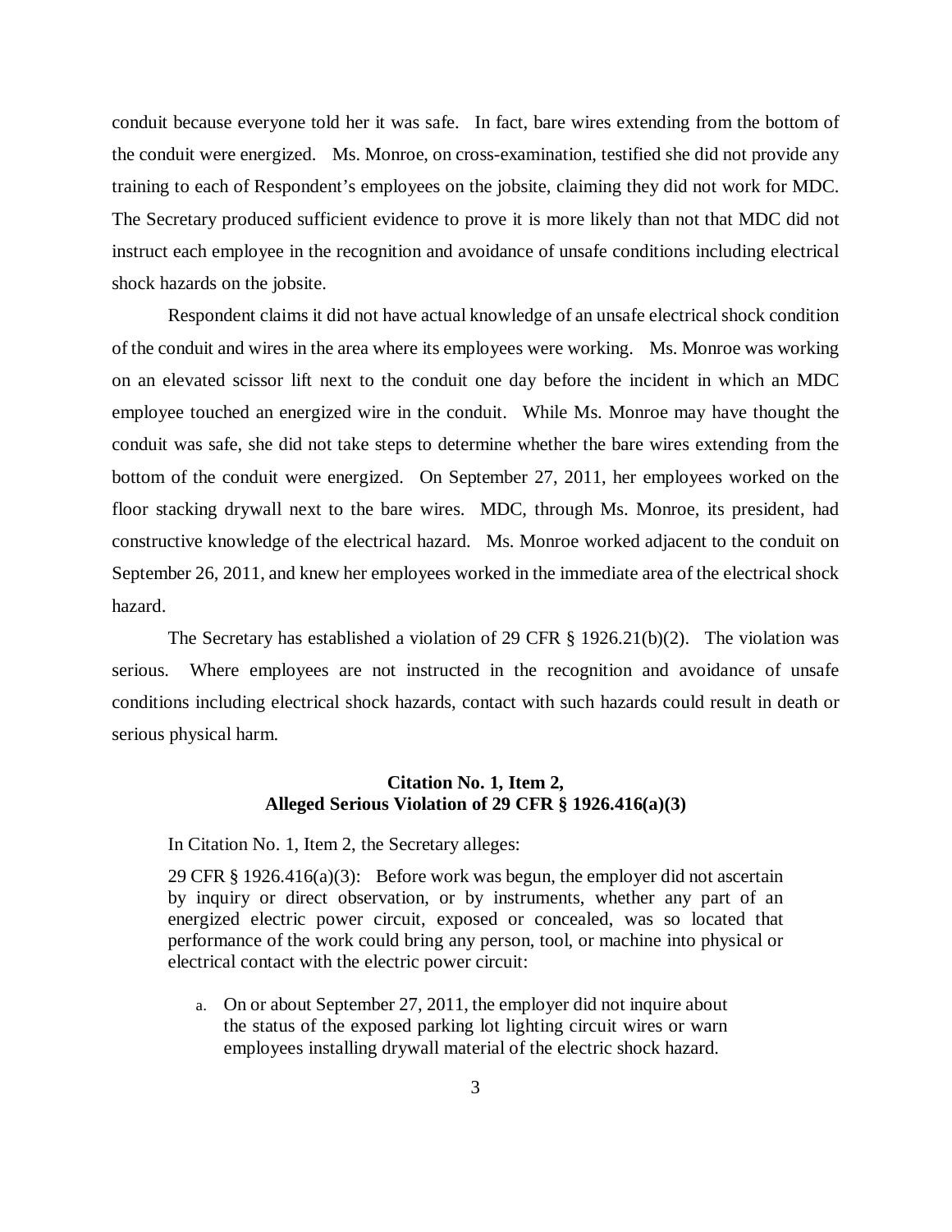conduit because everyone told her it was safe. In fact, bare wires extending from the bottom of the conduit were energized. Ms. Monroe, on cross-examination, testified she did not provide any training to each of Respondent's employees on the jobsite, claiming they did not work for MDC. The Secretary produced sufficient evidence to prove it is more likely than not that MDC did not instruct each employee in the recognition and avoidance of unsafe conditions including electrical shock hazards on the jobsite.

Respondent claims it did not have actual knowledge of an unsafe electrical shock condition of the conduit and wires in the area where its employees were working. Ms. Monroe was working on an elevated scissor lift next to the conduit one day before the incident in which an MDC employee touched an energized wire in the conduit. While Ms. Monroe may have thought the conduit was safe, she did not take steps to determine whether the bare wires extending from the bottom of the conduit were energized. On September 27, 2011, her employees worked on the floor stacking drywall next to the bare wires. MDC, through Ms. Monroe, its president, had constructive knowledge of the electrical hazard. Ms. Monroe worked adjacent to the conduit on September 26, 2011, and knew her employees worked in the immediate area of the electrical shock hazard.

The Secretary has established a violation of 29 CFR § 1926.21(b)(2). The violation was serious. Where employees are not instructed in the recognition and avoidance of unsafe conditions including electrical shock hazards, contact with such hazards could result in death or serious physical harm.

### Citation No. 1, Item 2, Alleged Serious Violation of 29 CFR § 1926.416(a)(3)

In Citation No. 1, Item 2, the Secretary alleges:

> 29 CFR § 1926.416(a)(3): Before work was begun, the employer did not ascertain by inquiry or direct observation, or by instruments, whether any part of an energized electric power circuit, exposed or concealed, was so located that performance of the work could bring any person, tool, or machine into physical or electrical contact with the electric power circuit:
>
> a. On or about September 27, 2011, the employer did not inquire about the status of the exposed parking lot lighting circuit wires or warn employees installing drywall material of the electric shock hazard.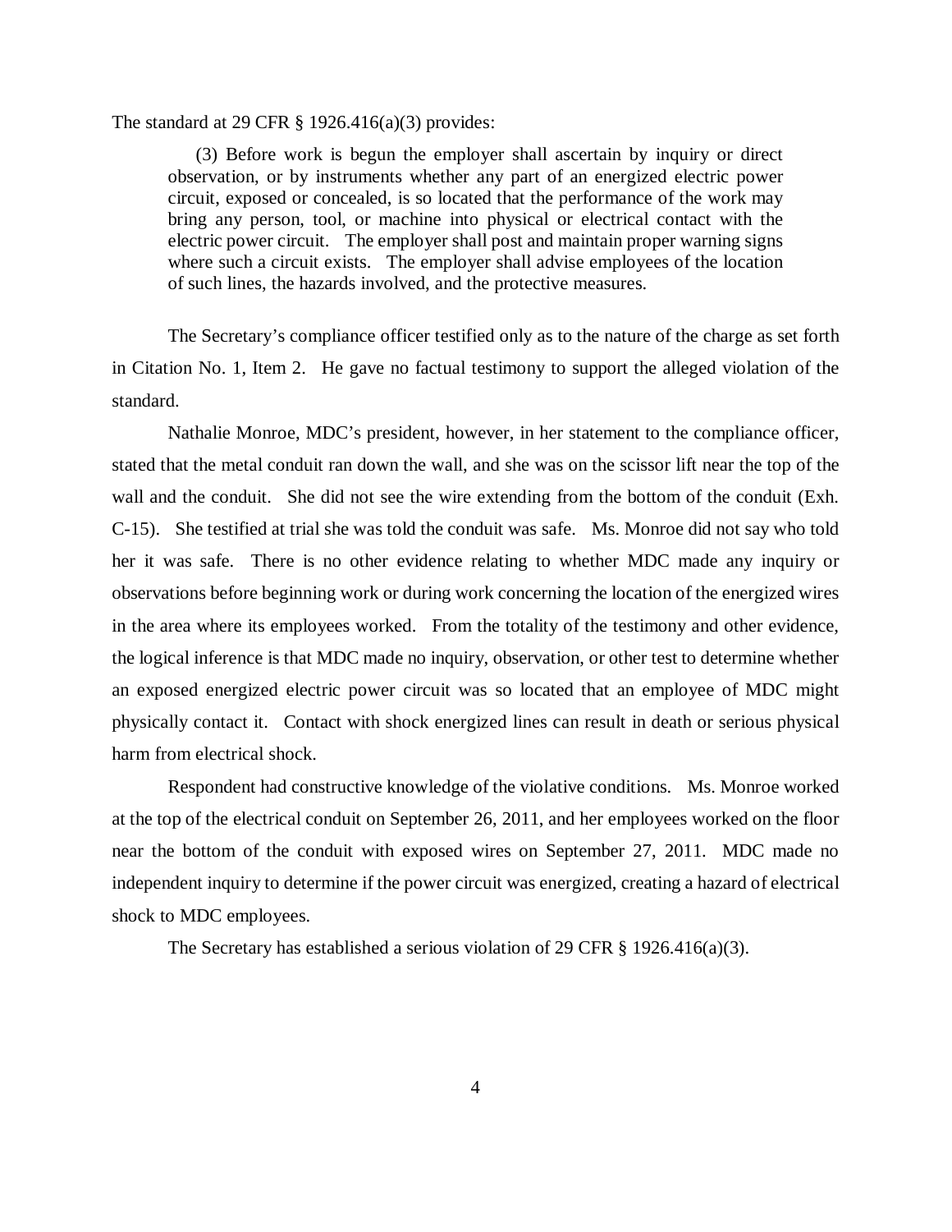The standard at 29 CFR § 1926.416(a)(3) provides:

> (3) Before work is begun the employer shall ascertain by inquiry or direct observation, or by instruments whether any part of an energized electric power circuit, exposed or concealed, is so located that the performance of the work may bring any person, tool, or machine into physical or electrical contact with the electric power circuit. The employer shall post and maintain proper warning signs where such a circuit exists. The employer shall advise employees of the location of such lines, the hazards involved, and the protective measures.

The Secretary's compliance officer testified only as to the nature of the charge as set forth in Citation No. 1, Item 2. He gave no factual testimony to support the alleged violation of the standard.

Nathalie Monroe, MDC's president, however, in her statement to the compliance officer, stated that the metal conduit ran down the wall, and she was on the scissor lift near the top of the wall and the conduit. She did not see the wire extending from the bottom of the conduit (Exh. C-15). She testified at trial she was told the conduit was safe. Ms. Monroe did not say who told her it was safe. There is no other evidence relating to whether MDC made any inquiry or observations before beginning work or during work concerning the location of the energized wires in the area where its employees worked. From the totality of the testimony and other evidence, the logical inference is that MDC made no inquiry, observation, or other test to determine whether an exposed energized electric power circuit was so located that an employee of MDC might physically contact it. Contact with shock energized lines can result in death or serious physical harm from electrical shock.

Respondent had constructive knowledge of the violative conditions. Ms. Monroe worked at the top of the electrical conduit on September 26, 2011, and her employees worked on the floor near the bottom of the conduit with exposed wires on September 27, 2011. MDC made no independent inquiry to determine if the power circuit was energized, creating a hazard of electrical shock to MDC employees.

The Secretary has established a serious violation of 29 CFR § 1926.416(a)(3).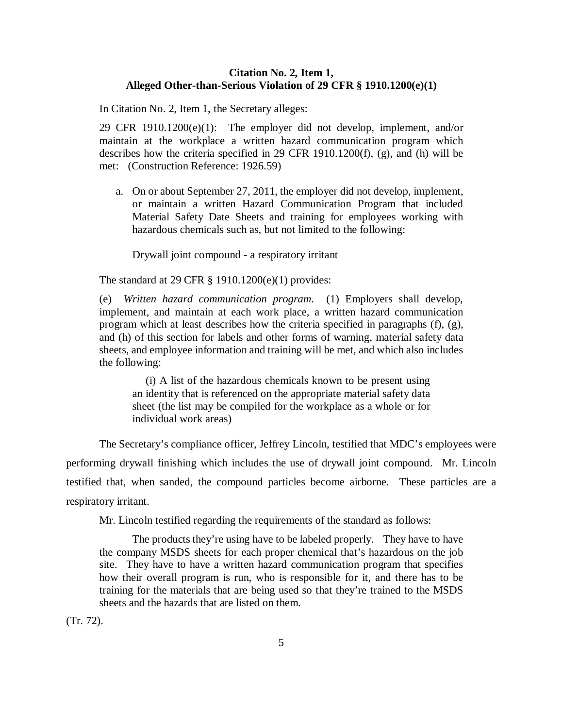**Citation No. 2, Item 1,**
**Alleged Other-than-Serious Violation of 29 CFR § 1910.1200(e)(1)**

In Citation No. 2, Item 1, the Secretary alleges:

> 29 CFR 1910.1200(e)(1): The employer did not develop, implement, and/or maintain at the workplace a written hazard communication program which describes how the criteria specified in 29 CFR 1910.1200(f), (g), and (h) will be met: (Construction Reference: 1926.59)
>
> a. On or about September 27, 2011, the employer did not develop, implement, or maintain a written Hazard Communication Program that included Material Safety Date Sheets and training for employees working with hazardous chemicals such as, but not limited to the following:
>
> Drywall joint compound - a respiratory irritant

The standard at 29 CFR § 1910.1200(e)(1) provides:

> (e) *Written hazard communication program*. (1) Employers shall develop, implement, and maintain at each work place, a written hazard communication program which at least describes how the criteria specified in paragraphs (f), (g), and (h) of this section for labels and other forms of warning, material safety data sheets, and employee information and training will be met, and which also includes the following:
>
> > (i) A list of the hazardous chemicals known to be present using an identity that is referenced on the appropriate material safety data sheet (the list may be compiled for the workplace as a whole or for individual work areas)

The Secretary's compliance officer, Jeffrey Lincoln, testified that MDC's employees were performing drywall finishing which includes the use of drywall joint compound. Mr. Lincoln testified that, when sanded, the compound particles become airborne. These particles are a respiratory irritant.

Mr. Lincoln testified regarding the requirements of the standard as follows:

> The products they're using have to be labeled properly. They have to have the company MSDS sheets for each proper chemical that's hazardous on the job site. They have to have a written hazard communication program that specifies how their overall program is run, who is responsible for it, and there has to be training for the materials that are being used so that they're trained to the MSDS sheets and the hazards that are listed on them.

(Tr. 72).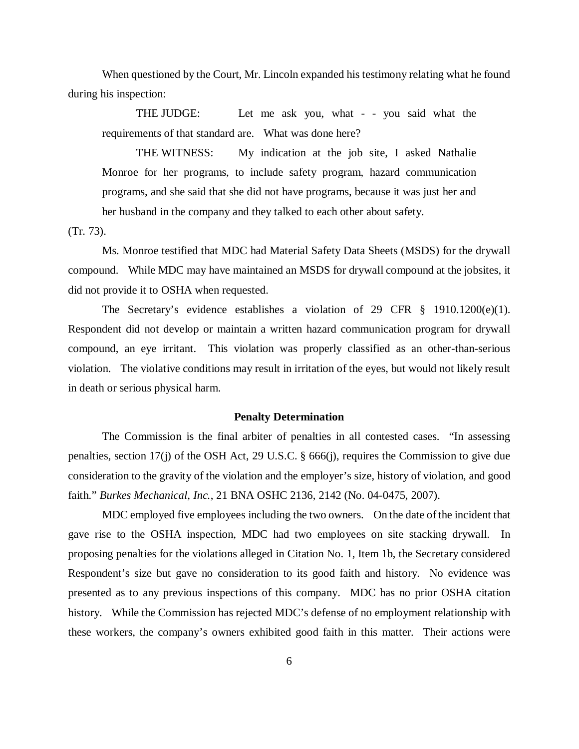When questioned by the Court, Mr. Lincoln expanded his testimony relating what he found during his inspection:

> THE JUDGE: Let me ask you, what - - you said what the requirements of that standard are. What was done here?
>
> THE WITNESS: My indication at the job site, I asked Nathalie Monroe for her programs, to include safety program, hazard communication programs, and she said that she did not have programs, because it was just her and her husband in the company and they talked to each other about safety.

(Tr. 73).

Ms. Monroe testified that MDC had Material Safety Data Sheets (MSDS) for the drywall compound. While MDC may have maintained an MSDS for drywall compound at the jobsites, it did not provide it to OSHA when requested.

The Secretary's evidence establishes a violation of 29 CFR § 1910.1200(e)(1). Respondent did not develop or maintain a written hazard communication program for drywall compound, an eye irritant. This violation was properly classified as an other-than-serious violation. The violative conditions may result in irritation of the eyes, but would not likely result in death or serious physical harm.

**Penalty Determination**

The Commission is the final arbiter of penalties in all contested cases. "In assessing penalties, section 17(j) of the OSH Act, 29 U.S.C. § 666(j), requires the Commission to give due consideration to the gravity of the violation and the employer's size, history of violation, and good faith." *Burkes Mechanical, Inc.*, 21 BNA OSHC 2136, 2142 (No. 04-0475, 2007).

MDC employed five employees including the two owners. On the date of the incident that gave rise to the OSHA inspection, MDC had two employees on site stacking drywall. In proposing penalties for the violations alleged in Citation No. 1, Item 1b, the Secretary considered Respondent's size but gave no consideration to its good faith and history. No evidence was presented as to any previous inspections of this company. MDC has no prior OSHA citation history. While the Commission has rejected MDC's defense of no employment relationship with these workers, the company's owners exhibited good faith in this matter. Their actions were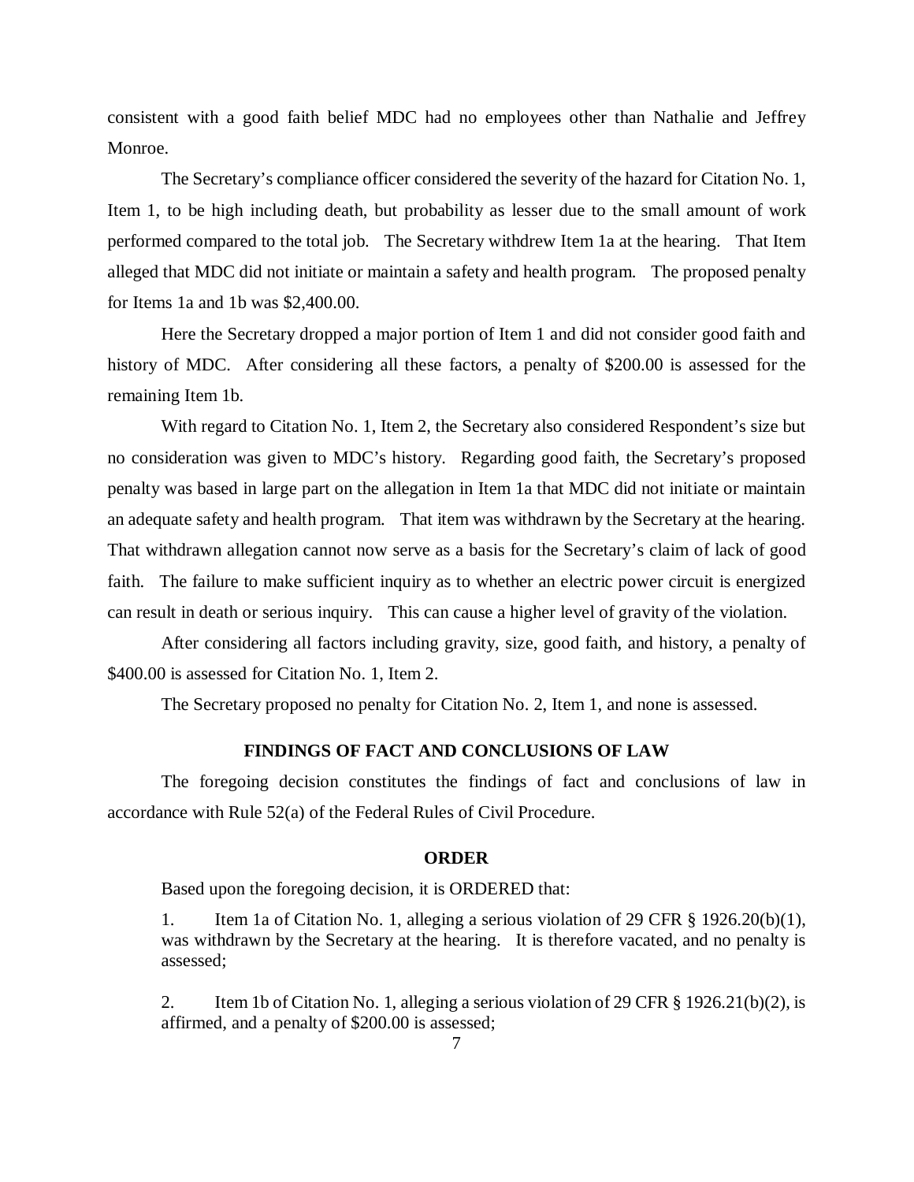consistent with a good faith belief MDC had no employees other than Nathalie and Jeffrey Monroe.

The Secretary's compliance officer considered the severity of the hazard for Citation No. 1, Item 1, to be high including death, but probability as lesser due to the small amount of work performed compared to the total job. The Secretary withdrew Item 1a at the hearing. That Item alleged that MDC did not initiate or maintain a safety and health program. The proposed penalty for Items 1a and 1b was $2,400.00.

Here the Secretary dropped a major portion of Item 1 and did not consider good faith and history of MDC. After considering all these factors, a penalty of $200.00 is assessed for the remaining Item 1b.

With regard to Citation No. 1, Item 2, the Secretary also considered Respondent's size but no consideration was given to MDC's history. Regarding good faith, the Secretary's proposed penalty was based in large part on the allegation in Item 1a that MDC did not initiate or maintain an adequate safety and health program. That item was withdrawn by the Secretary at the hearing. That withdrawn allegation cannot now serve as a basis for the Secretary's claim of lack of good faith. The failure to make sufficient inquiry as to whether an electric power circuit is energized can result in death or serious inquiry. This can cause a higher level of gravity of the violation.

After considering all factors including gravity, size, good faith, and history, a penalty of $400.00 is assessed for Citation No. 1, Item 2.

The Secretary proposed no penalty for Citation No. 2, Item 1, and none is assessed.

## FINDINGS OF FACT AND CONCLUSIONS OF LAW

The foregoing decision constitutes the findings of fact and conclusions of law in accordance with Rule 52(a) of the Federal Rules of Civil Procedure.

## ORDER

Based upon the foregoing decision, it is ORDERED that:

1. Item 1a of Citation No. 1, alleging a serious violation of 29 CFR § 1926.20(b)(1), was withdrawn by the Secretary at the hearing. It is therefore vacated, and no penalty is assessed;

2. Item 1b of Citation No. 1, alleging a serious violation of 29 CFR § 1926.21(b)(2), is affirmed, and a penalty of $200.00 is assessed;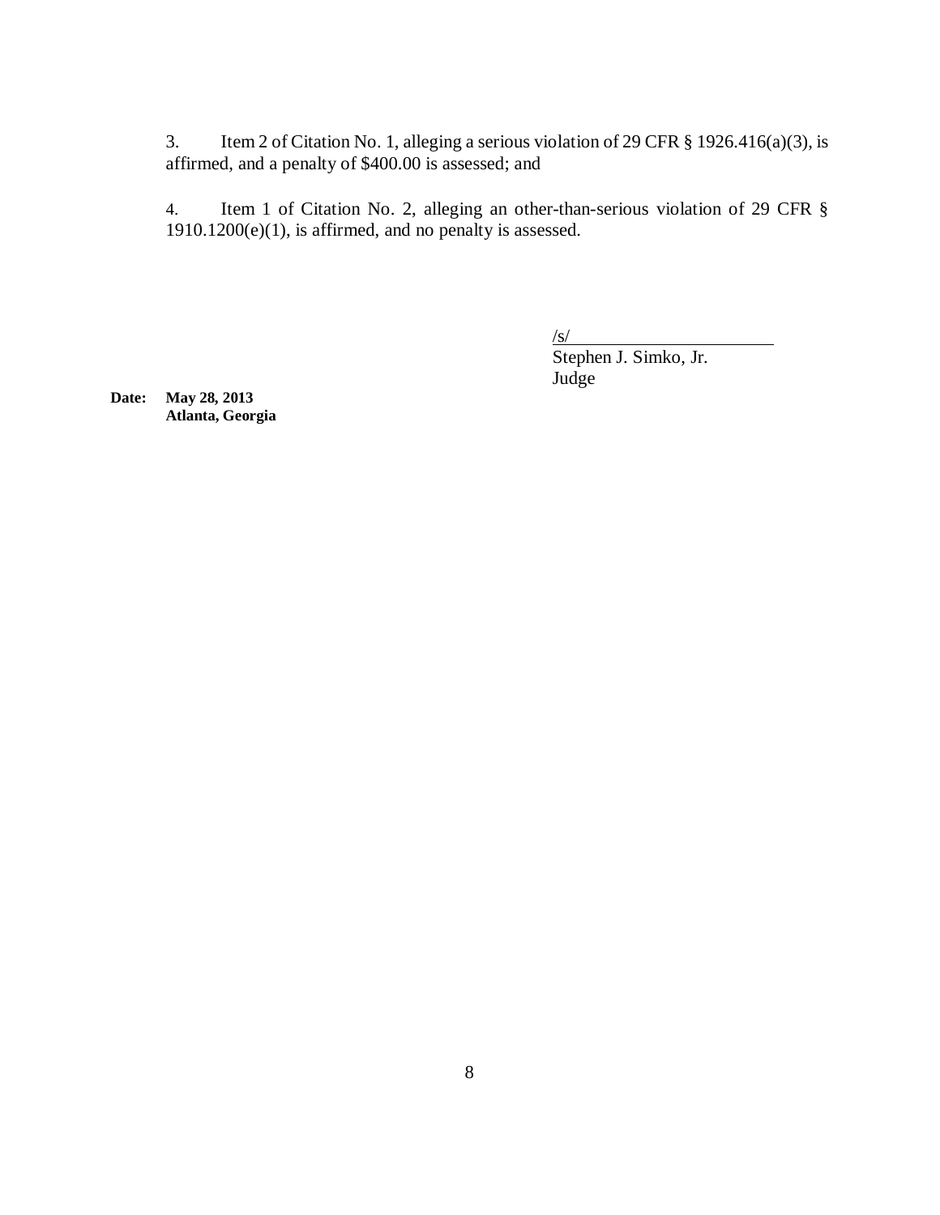3. Item 2 of Citation No. 1, alleging a serious violation of 29 CFR § 1926.416(a)(3), is affirmed, and a penalty of $400.00 is assessed; and

4. Item 1 of Citation No. 2, alleging an other-than-serious violation of 29 CFR § 1910.1200(e)(1), is affirmed, and no penalty is assessed.

/s/
Stephen J. Simko, Jr.
Judge

**Date: May 28, 2013**
**Atlanta, Georgia**